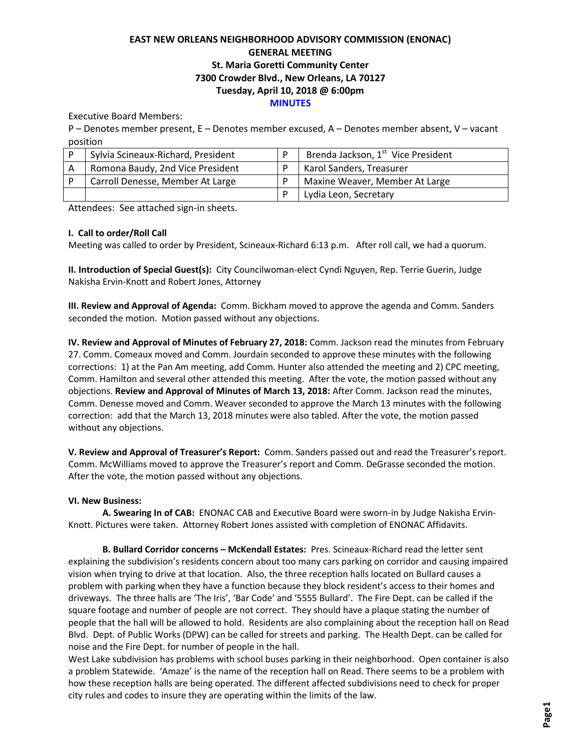**EAST NEW ORLEANS NEIGHBORHOOD ADVISORY COMMISSION (ENONAC)**
**GENERAL MEETING**
**St. Maria Goretti Community Center**
**7300 Crowder Blvd., New Orleans, LA 70127**
**Tuesday, April 10, 2018 @ 6:00pm**
**MINUTES**

Executive Board Members:

P – Denotes member present, E – Denotes member excused, A – Denotes member absent, V – vacant position

| | | | |
|---|---|---|---|
| P | Sylvia Scineaux-Richard, President | P | Brenda Jackson, 1st Vice President |
| A | Romona Baudy, 2nd Vice President | P | Karol Sanders, Treasurer |
| P | Carroll Denesse, Member At Large | P | Maxine Weaver, Member At Large |
| | | P | Lydia Leon, Secretary |

Attendees: See attached sign-in sheets.

**I. Call to order/Roll Call**

Meeting was called to order by President, Scineaux-Richard 6:13 p.m. After roll call, we had a quorum.

**II. Introduction of Special Guest(s):** City Councilwoman-elect Cyndi Nguyen, Rep. Terrie Guerin, Judge Nakisha Ervin-Knott and Robert Jones, Attorney

**III. Review and Approval of Agenda:** Comm. Bickham moved to approve the agenda and Comm. Sanders seconded the motion. Motion passed without any objections.

**IV. Review and Approval of Minutes of February 27, 2018:** Comm. Jackson read the minutes from February 27. Comm. Comeaux moved and Comm. Jourdain seconded to approve these minutes with the following corrections: 1) at the Pan Am meeting, add Comm. Hunter also attended the meeting and 2) CPC meeting, Comm. Hamilton and several other attended this meeting. After the vote, the motion passed without any objections. **Review and Approval of Minutes of March 13, 2018:** After Comm. Jackson read the minutes, Comm. Denesse moved and Comm. Weaver seconded to approve the March 13 minutes with the following correction: add that the March 13, 2018 minutes were also tabled. After the vote, the motion passed without any objections.

**V. Review and Approval of Treasurer's Report:** Comm. Sanders passed out and read the Treasurer's report. Comm. McWilliams moved to approve the Treasurer's report and Comm. DeGrasse seconded the motion. After the vote, the motion passed without any objections.

**VI. New Business:**

**A. Swearing In of CAB:** ENONAC CAB and Executive Board were sworn-in by Judge Nakisha Ervin-Knott. Pictures were taken. Attorney Robert Jones assisted with completion of ENONAC Affidavits.

**B. Bullard Corridor concerns – McKendall Estates:** Pres. Scineaux-Richard read the letter sent explaining the subdivision's residents concern about too many cars parking on corridor and causing impaired vision when trying to drive at that location. Also, the three reception halls located on Bullard causes a problem with parking when they have a function because they block resident's access to their homes and driveways. The three halls are 'The Iris', 'Bar Code' and '5555 Bullard'. The Fire Dept. can be called if the square footage and number of people are not correct. They should have a plaque stating the number of people that the hall will be allowed to hold. Residents are also complaining about the reception hall on Read Blvd. Dept. of Public Works (DPW) can be called for streets and parking. The Health Dept. can be called for noise and the Fire Dept. for number of people in the hall.

West Lake subdivision has problems with school buses parking in their neighborhood. Open container is also a problem Statewide. 'Amaze' is the name of the reception hall on Read. There seems to be a problem with how these reception halls are being operated. The different affected subdivisions need to check for proper city rules and codes to insure they are operating within the limits of the law.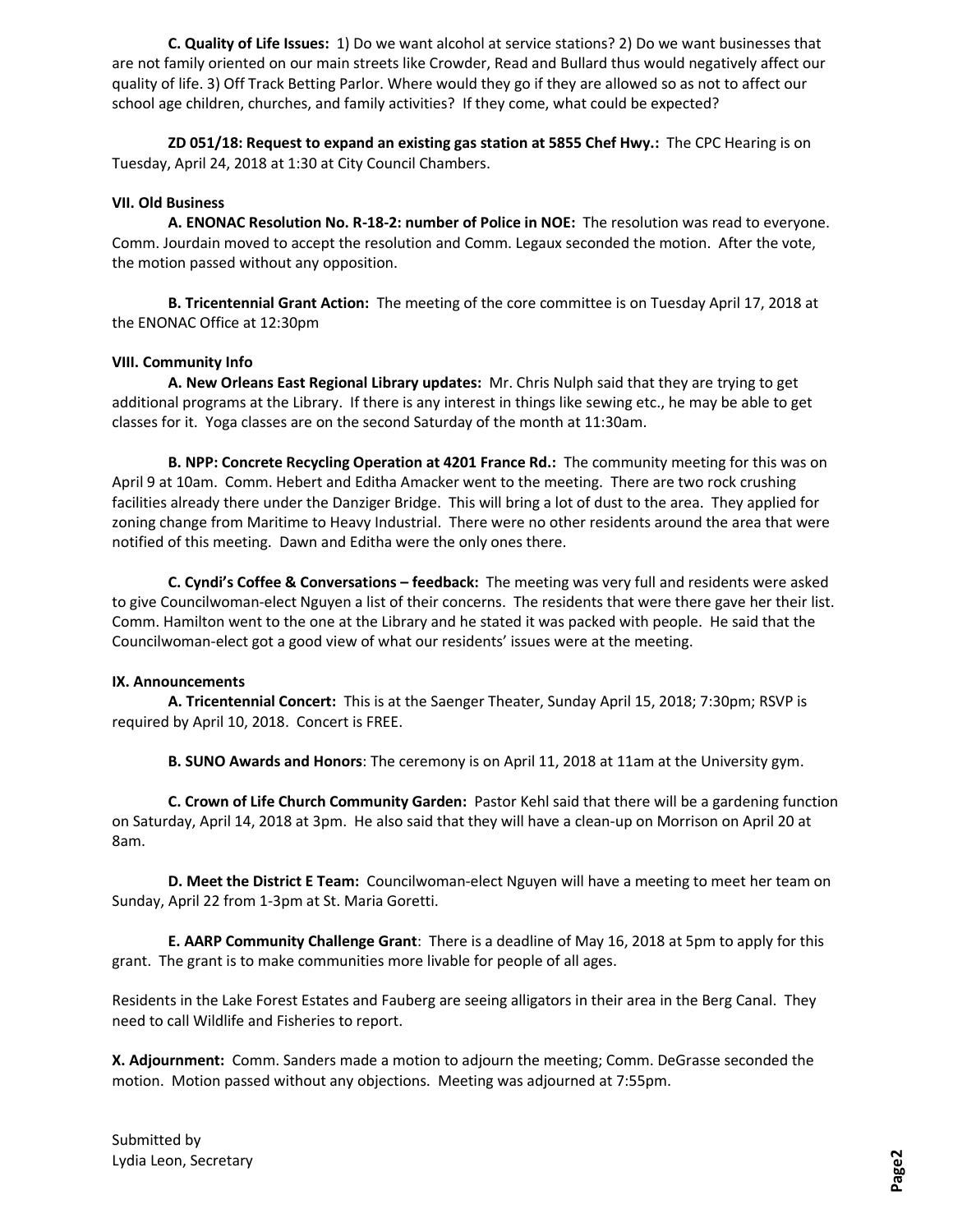**C. Quality of Life Issues:** 1) Do we want alcohol at service stations? 2) Do we want businesses that are not family oriented on our main streets like Crowder, Read and Bullard thus would negatively affect our quality of life. 3) Off Track Betting Parlor. Where would they go if they are allowed so as not to affect our school age children, churches, and family activities? If they come, what could be expected?

**ZD 051/18: Request to expand an existing gas station at 5855 Chef Hwy.:** The CPC Hearing is on Tuesday, April 24, 2018 at 1:30 at City Council Chambers.

**VII. Old Business**

**A. ENONAC Resolution No. R-18-2: number of Police in NOE:** The resolution was read to everyone. Comm. Jourdain moved to accept the resolution and Comm. Legaux seconded the motion. After the vote, the motion passed without any opposition.

**B. Tricentennial Grant Action:** The meeting of the core committee is on Tuesday April 17, 2018 at the ENONAC Office at 12:30pm

**VIII. Community Info**

**A. New Orleans East Regional Library updates:** Mr. Chris Nulph said that they are trying to get additional programs at the Library. If there is any interest in things like sewing etc., he may be able to get classes for it. Yoga classes are on the second Saturday of the month at 11:30am.

**B. NPP: Concrete Recycling Operation at 4201 France Rd.:** The community meeting for this was on April 9 at 10am. Comm. Hebert and Editha Amacker went to the meeting. There are two rock crushing facilities already there under the Danziger Bridge. This will bring a lot of dust to the area. They applied for zoning change from Maritime to Heavy Industrial. There were no other residents around the area that were notified of this meeting. Dawn and Editha were the only ones there.

**C. Cyndi's Coffee & Conversations – feedback:** The meeting was very full and residents were asked to give Councilwoman-elect Nguyen a list of their concerns. The residents that were there gave her their list. Comm. Hamilton went to the one at the Library and he stated it was packed with people. He said that the Councilwoman-elect got a good view of what our residents' issues were at the meeting.

**IX. Announcements**

**A. Tricentennial Concert:** This is at the Saenger Theater, Sunday April 15, 2018; 7:30pm; RSVP is required by April 10, 2018. Concert is FREE.

**B. SUNO Awards and Honors**: The ceremony is on April 11, 2018 at 11am at the University gym.

**C. Crown of Life Church Community Garden:** Pastor Kehl said that there will be a gardening function on Saturday, April 14, 2018 at 3pm. He also said that they will have a clean-up on Morrison on April 20 at 8am.

**D. Meet the District E Team:** Councilwoman-elect Nguyen will have a meeting to meet her team on Sunday, April 22 from 1-3pm at St. Maria Goretti.

**E. AARP Community Challenge Grant**: There is a deadline of May 16, 2018 at 5pm to apply for this grant. The grant is to make communities more livable for people of all ages.

Residents in the Lake Forest Estates and Fauberg are seeing alligators in their area in the Berg Canal. They need to call Wildlife and Fisheries to report.

**X. Adjournment:** Comm. Sanders made a motion to adjourn the meeting; Comm. DeGrasse seconded the motion. Motion passed without any objections. Meeting was adjourned at 7:55pm.

Submitted by
Lydia Leon, Secretary